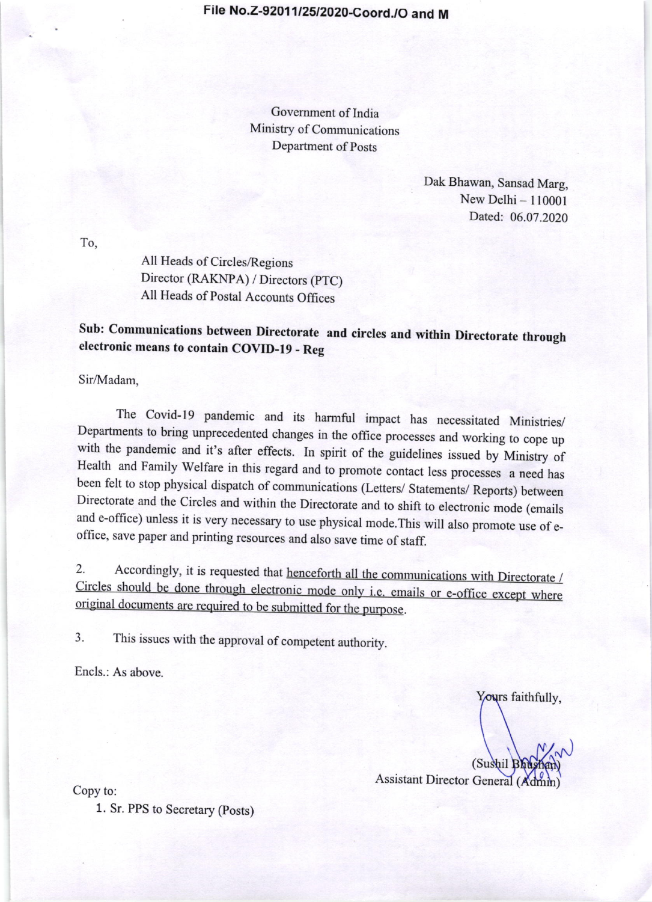**File No.Z-92011/25/2020-Coord./O and M**

Government of India
Ministry of Communications
Department of Posts

Dak Bhawan, Sansad Marg,
New Delhi – 110001
Dated: 06.07.2020

To,

All Heads of Circles/Regions
Director (RAKNPA) / Directors (PTC)
All Heads of Postal Accounts Offices

**Sub: Communications between Directorate and circles and within Directorate through electronic means to contain COVID-19 - Reg**

Sir/Madam,

The Covid-19 pandemic and its harmful impact has necessitated Ministries/ Departments to bring unprecedented changes in the office processes and working to cope up with the pandemic and it's after effects. In spirit of the guidelines issued by Ministry of Health and Family Welfare in this regard and to promote contact less processes a need has been felt to stop physical dispatch of communications (Letters/ Statements/ Reports) between Directorate and the Circles and within the Directorate and to shift to electronic mode (emails and e-office) unless it is very necessary to use physical mode.This will also promote use of e-office, save paper and printing resources and also save time of staff.

2. Accordingly, it is requested that henceforth all the communications with Directorate / Circles should be done through electronic mode only i.e. emails or e-office except where original documents are required to be submitted for the purpose.

3. This issues with the approval of competent authority.

Encls.: As above.

Yours faithfully,

(Sushil Bhushan)
Assistant Director General (Admin)

Copy to:

1. Sr. PPS to Secretary (Posts)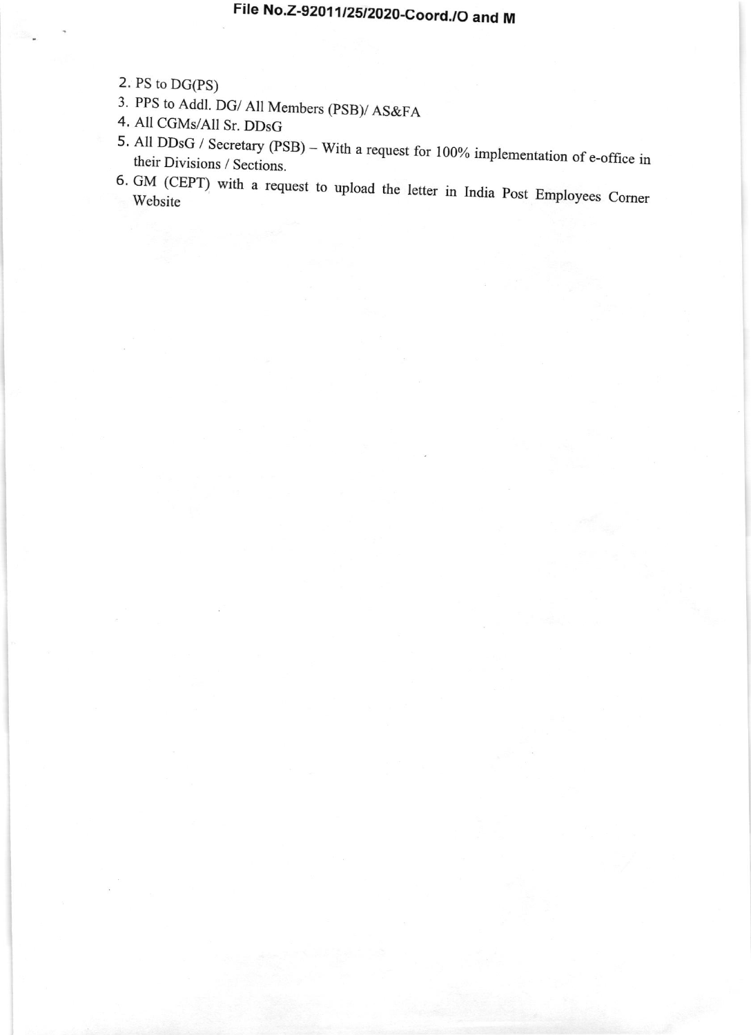File No.Z-92011/25/2020-Coord./O and M

2. PS to DG(PS)
3. PPS to Addl. DG/ All Members (PSB)/ AS&FA
4. All CGMs/All Sr. DDsG
5. All DDsG / Secretary (PSB) – With a request for 100% implementation of e-office in their Divisions / Sections.
6. GM (CEPT) with a request to upload the letter in India Post Employees Corner Website